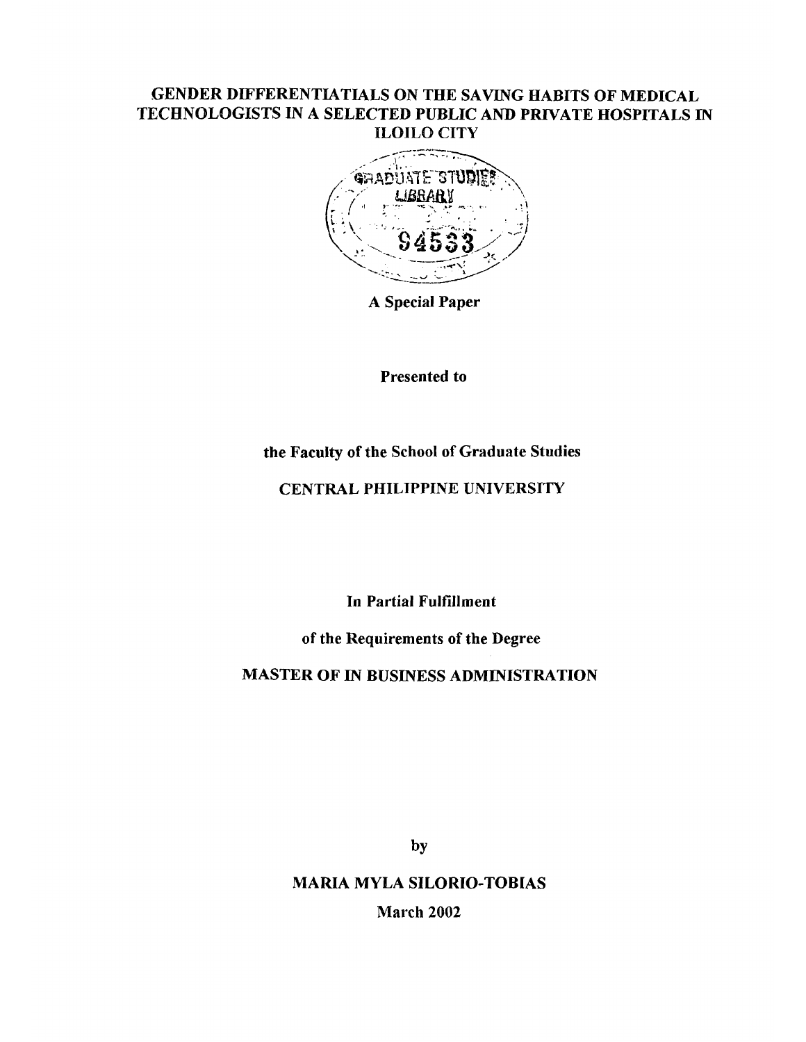# GENDER DIFFERENTIATIALS ON THE SAVING HABITS OF MEDICAL TECHNOLOGISTS IN A SELECTED PUBLIC AND PRIVATE HOSPITALS IN ILOILO CITY

GRADUATE STUDIES LIBRARY 94533

**A Special Paper**

**Presented to**

**the Faculty of the School of Graduate Studies**

**CENTRAL PHILIPPINE UNIVERSITY**

**In Partial Fulfillment**

**of the Requirements of the Degree**

**MASTER OF IN BUSINESS ADMINISTRATION**

**by**

**MARIA MYLA SILORIO-TOBIAS**

**March 2002**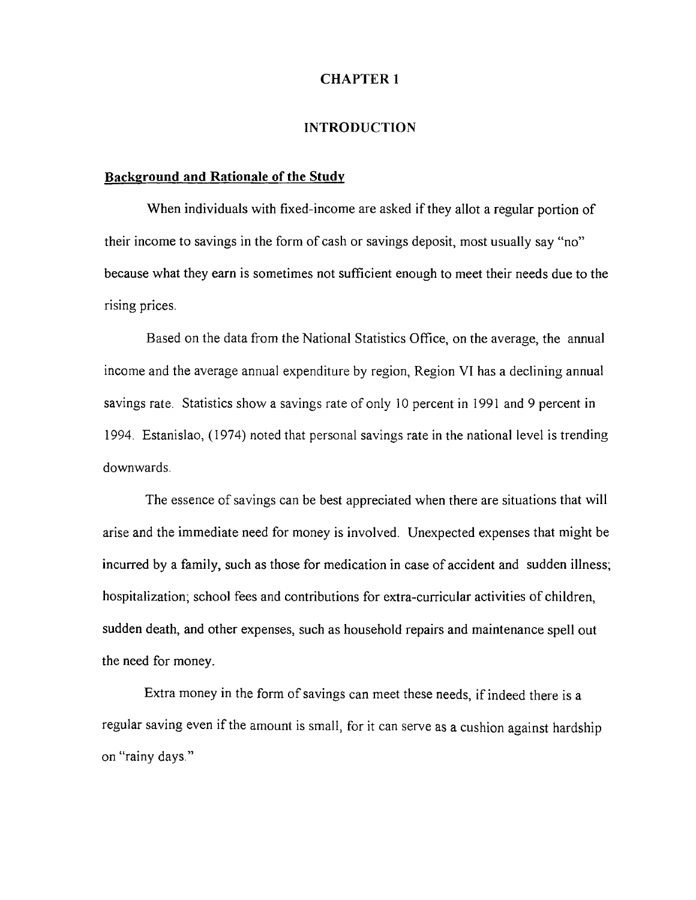# CHAPTER 1

## INTRODUCTION

### Background and Rationale of the Study

When individuals with fixed-income are asked if they allot a regular portion of their income to savings in the form of cash or savings deposit, most usually say "no" because what they earn is sometimes not sufficient enough to meet their needs due to the rising prices.

Based on the data from the National Statistics Office, on the average, the annual income and the average annual expenditure by region, Region VI has a declining annual savings rate. Statistics show a savings rate of only 10 percent in 1991 and 9 percent in 1994. Estanislao, (1974) noted that personal savings rate in the national level is trending downwards.

The essence of savings can be best appreciated when there are situations that will arise and the immediate need for money is involved. Unexpected expenses that might be incurred by a family, such as those for medication in case of accident and sudden illness; hospitalization; school fees and contributions for extra-curricular activities of children, sudden death, and other expenses, such as household repairs and maintenance spell out the need for money.

Extra money in the form of savings can meet these needs, if indeed there is a regular saving even if the amount is small, for it can serve as a cushion against hardship on "rainy days."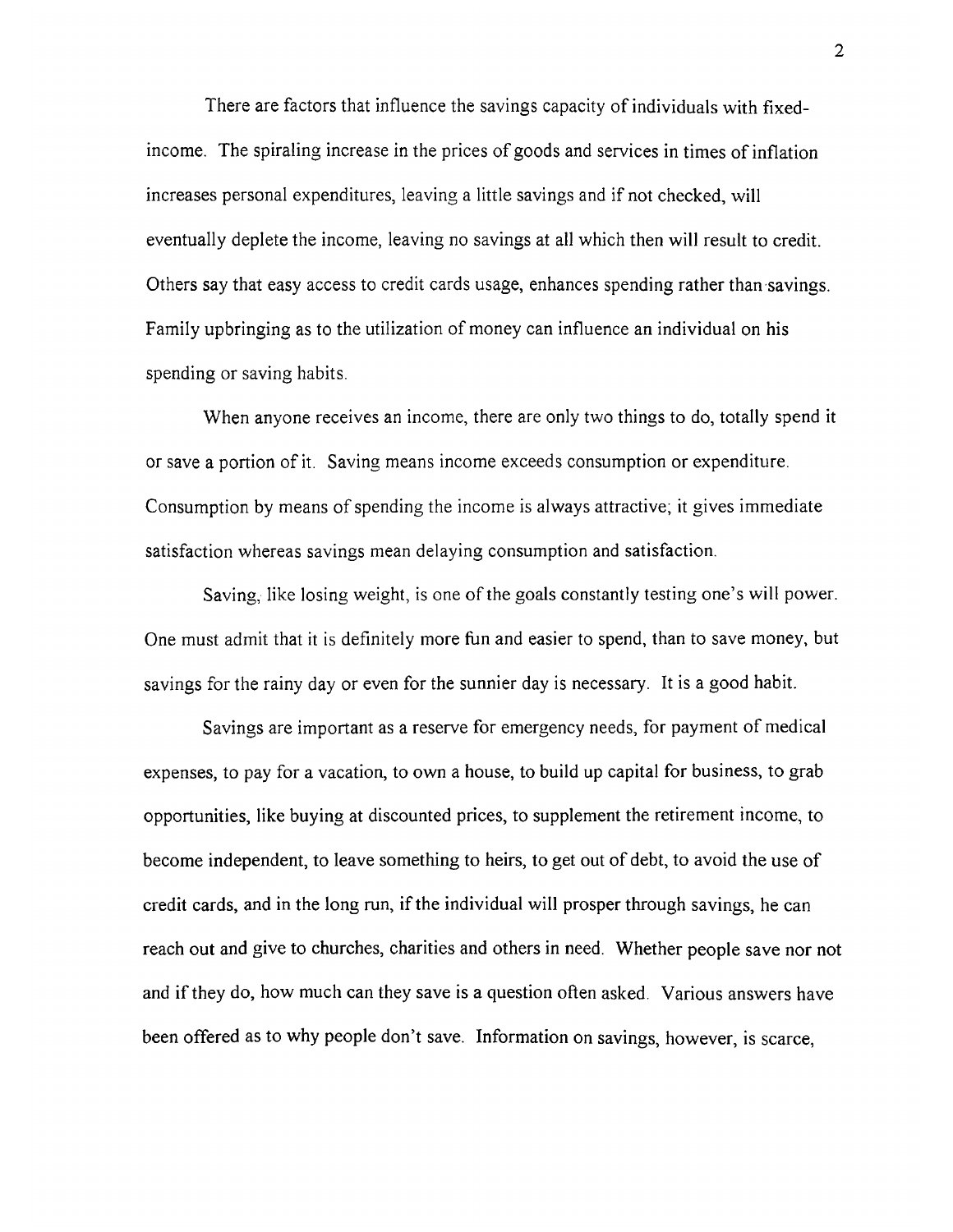There are factors that influence the savings capacity of individuals with fixed-income. The spiraling increase in the prices of goods and services in times of inflation increases personal expenditures, leaving a little savings and if not checked, will eventually deplete the income, leaving no savings at all which then will result to credit. Others say that easy access to credit cards usage, enhances spending rather than savings. Family upbringing as to the utilization of money can influence an individual on his spending or saving habits.

When anyone receives an income, there are only two things to do, totally spend it or save a portion of it. Saving means income exceeds consumption or expenditure. Consumption by means of spending the income is always attractive; it gives immediate satisfaction whereas savings mean delaying consumption and satisfaction.

Saving, like losing weight, is one of the goals constantly testing one's will power. One must admit that it is definitely more fun and easier to spend, than to save money, but savings for the rainy day or even for the sunnier day is necessary. It is a good habit.

Savings are important as a reserve for emergency needs, for payment of medical expenses, to pay for a vacation, to own a house, to build up capital for business, to grab opportunities, like buying at discounted prices, to supplement the retirement income, to become independent, to leave something to heirs, to get out of debt, to avoid the use of credit cards, and in the long run, if the individual will prosper through savings, he can reach out and give to churches, charities and others in need. Whether people save nor not and if they do, how much can they save is a question often asked. Various answers have been offered as to why people don't save. Information on savings, however, is scarce,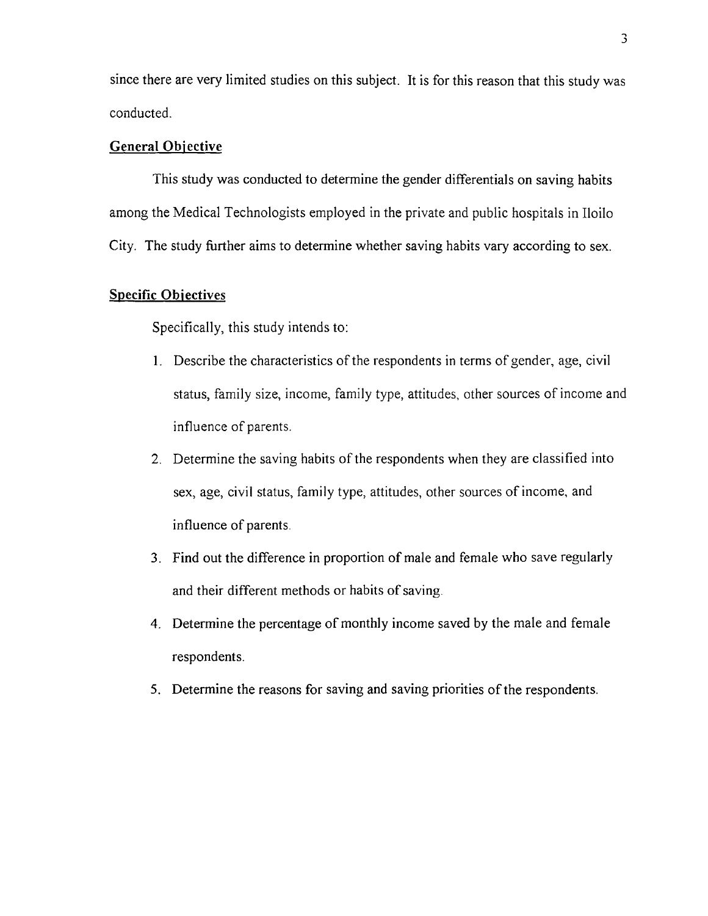since there are very limited studies on this subject. It is for this reason that this study was conducted.

## General Objective

This study was conducted to determine the gender differentials on saving habits among the Medical Technologists employed in the private and public hospitals in Iloilo City. The study further aims to determine whether saving habits vary according to sex.

## Specific Objectives

Specifically, this study intends to:

1. Describe the characteristics of the respondents in terms of gender, age, civil status, family size, income, family type, attitudes, other sources of income and influence of parents.
2. Determine the saving habits of the respondents when they are classified into sex, age, civil status, family type, attitudes, other sources of income, and influence of parents.
3. Find out the difference in proportion of male and female who save regularly and their different methods or habits of saving.
4. Determine the percentage of monthly income saved by the male and female respondents.
5. Determine the reasons for saving and saving priorities of the respondents.